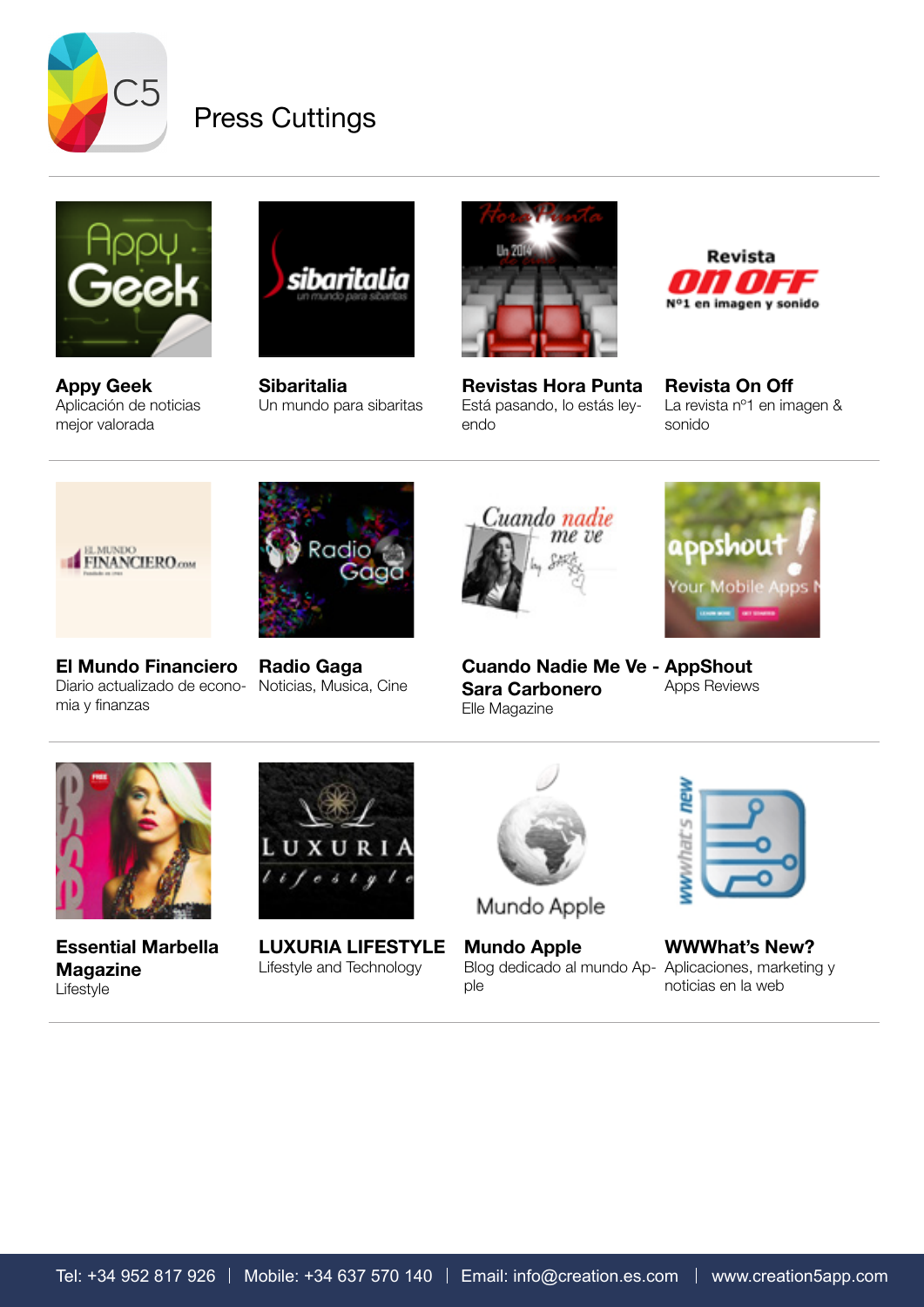# Press Cuttings

**Appy Geek**
Aplicación de noticias mejor valorada

**Sibaritalia**
Un mundo para sibaritas

**Revistas Hora Punta**
Está pasando, lo estás leyendo

**Revista On Off**
La revista nº1 en imagen & sonido

**El Mundo Financiero**
Diario actualizado de economia y finanzas

**Radio Gaga**
Noticias, Musica, Cine

**Cuando Nadie Me Ve - Sara Carbonero**
Elle Magazine

**AppShout**
Apps Reviews

**Essential Marbella Magazine**
Lifestyle

**LUXURIA LIFESTYLE**
Lifestyle and Technology

**Mundo Apple**
Blog dedicado al mundo Apple

**WWWhat's New?**
Aplicaciones, marketing y noticias en la web

Tel: +34 952 817 926 | Mobile: +34 637 570 140 | Email: info@creation.es.com | www.creation5app.com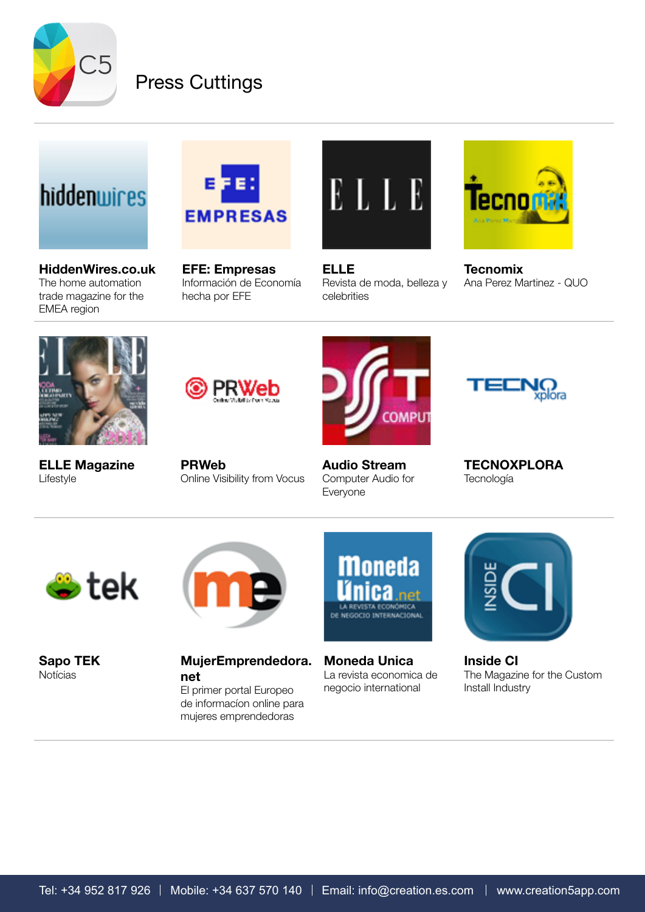# Press Cuttings

**HiddenWires.co.uk**
The home automation trade magazine for the EMEA region

**EFE: Empresas**
Información de Economía hecha por EFE

**ELLE**
Revista de moda, belleza y celebrities

**Tecnomix**
Ana Perez Martinez - QUO

**ELLE Magazine**
Lifestyle

**PRWeb**
Online Visibility from Vocus

**Audio Stream**
Computer Audio for Everyone

**TECNOXPLORA**
Tecnología

**Sapo TEK**
Notícias

**MujerEmprendedora.net**
El primer portal Europeo de informacíon online para mujeres emprendedoras

**Moneda Unica**
La revista economica de negocio international

**Inside CI**
The Magazine for the Custom Install Industry

Tel: +34 952 817 926 | Mobile: +34 637 570 140 | Email: info@creation.es.com | www.creation5app.com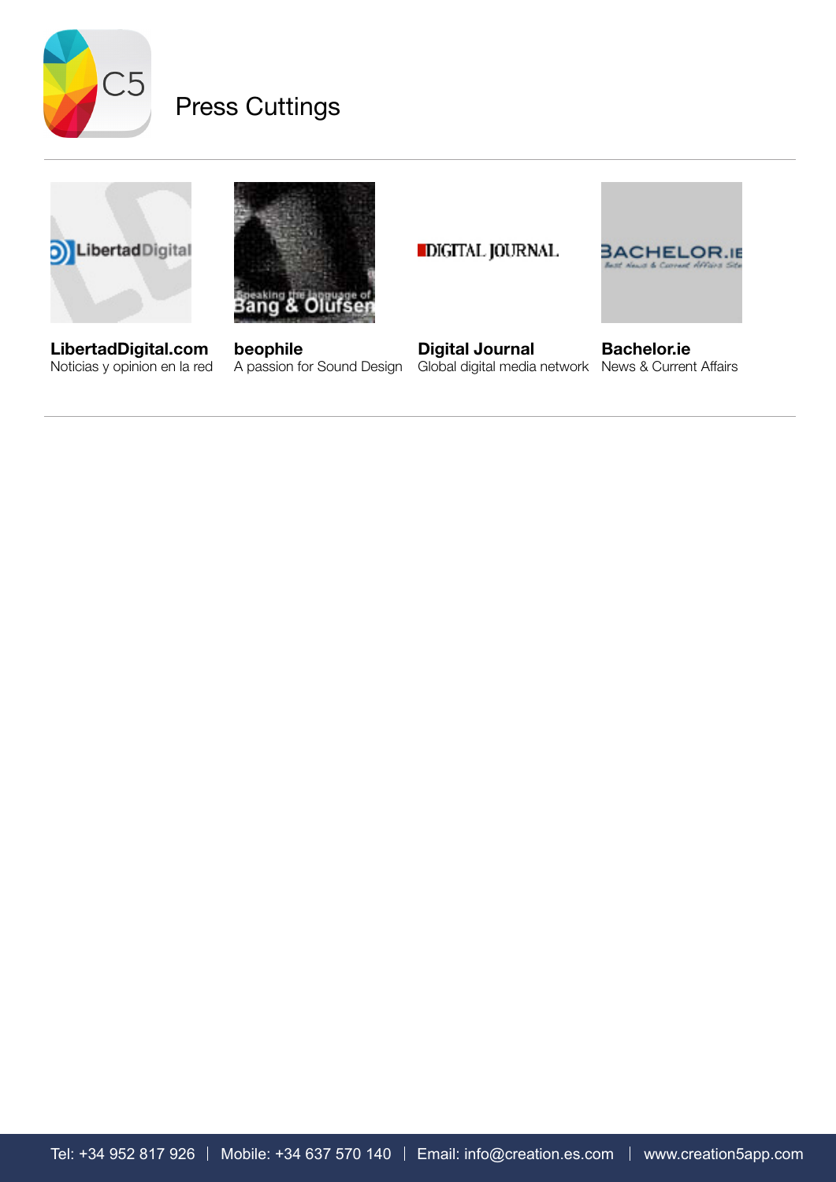# Press Cuttings

**LibertadDigital.com**
Noticias y opinion en la red

**beophile**
A passion for Sound Design

**Digital Journal**
Global digital media network

**Bachelor.ie**
News & Current Affairs

Tel: +34 952 817 926 | Mobile: +34 637 570 140 | Email: info@creation.es.com | www.creation5app.com